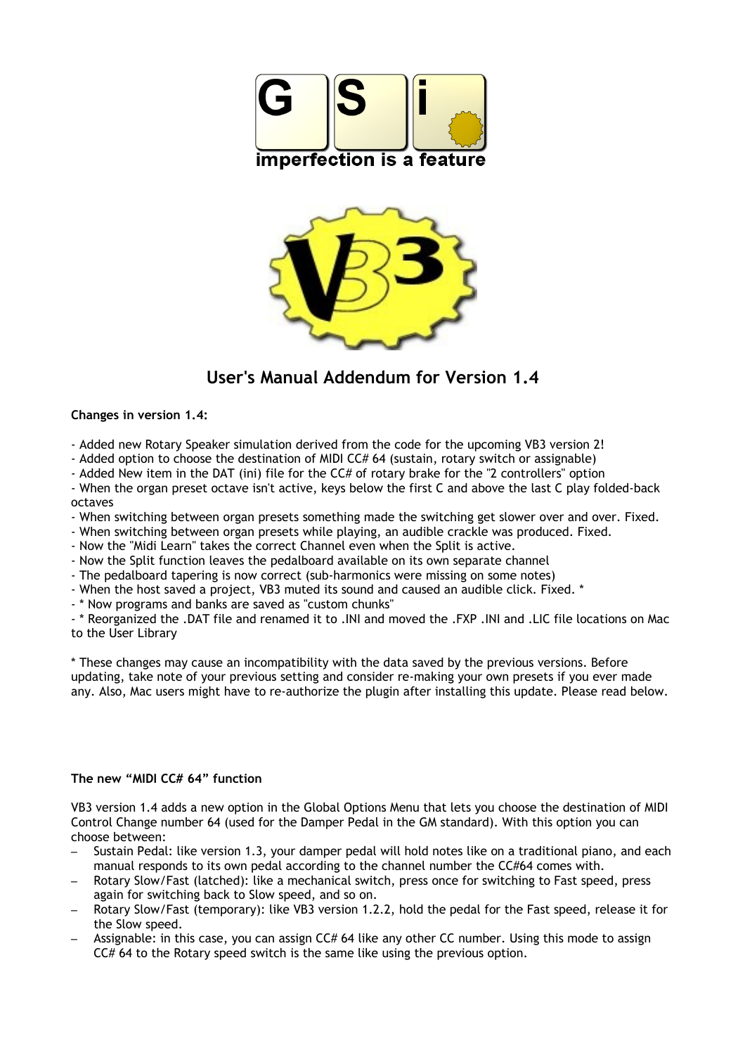G S i

imperfection is a feature

# User's Manual Addendum for Version 1.4

**Changes in version 1.4:**

- Added new Rotary Speaker simulation derived from the code for the upcoming VB3 version 2!
- Added option to choose the destination of MIDI CC# 64 (sustain, rotary switch or assignable)
- Added New item in the DAT (ini) file for the CC# of rotary brake for the "2 controllers" option
- When the organ preset octave isn't active, keys below the first C and above the last C play folded-back octaves
- When switching between organ presets something made the switching get slower over and over. Fixed.
- When switching between organ presets while playing, an audible crackle was produced. Fixed.
- Now the "Midi Learn" takes the correct Channel even when the Split is active.
- Now the Split function leaves the pedalboard available on its own separate channel
- The pedalboard tapering is now correct (sub-harmonics were missing on some notes)
- When the host saved a project, VB3 muted its sound and caused an audible click. Fixed. *
- * Now programs and banks are saved as "custom chunks"
- * Reorganized the .DAT file and renamed it to .INI and moved the .FXP .INI and .LIC file locations on Mac to the User Library

* These changes may cause an incompatibility with the data saved by the previous versions. Before updating, take note of your previous setting and consider re-making your own presets if you ever made any. Also, Mac users might have to re-authorize the plugin after installing this update. Please read below.

**The new “MIDI CC# 64” function**

VB3 version 1.4 adds a new option in the Global Options Menu that lets you choose the destination of MIDI Control Change number 64 (used for the Damper Pedal in the GM standard). With this option you can choose between:

– Sustain Pedal: like version 1.3, your damper pedal will hold notes like on a traditional piano, and each manual responds to its own pedal according to the channel number the CC#64 comes with.
– Rotary Slow/Fast (latched): like a mechanical switch, press once for switching to Fast speed, press again for switching back to Slow speed, and so on.
– Rotary Slow/Fast (temporary): like VB3 version 1.2.2, hold the pedal for the Fast speed, release it for the Slow speed.
– Assignable: in this case, you can assign CC# 64 like any other CC number. Using this mode to assign CC# 64 to the Rotary speed switch is the same like using the previous option.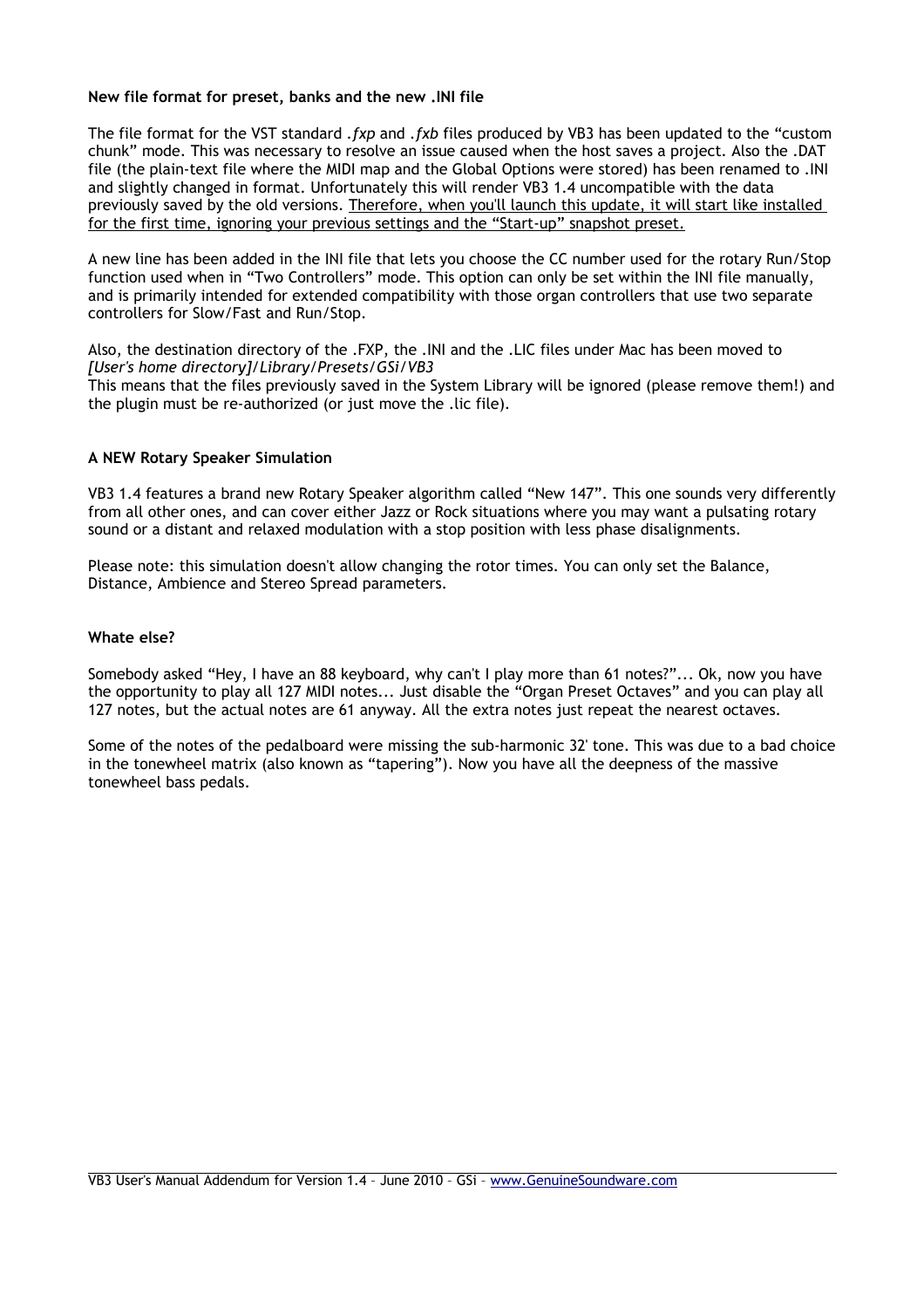**New file format for preset, banks and the new .INI file**

The file format for the VST standard *.fxp* and *.fxb* files produced by VB3 has been updated to the "custom chunk" mode. This was necessary to resolve an issue caused when the host saves a project. Also the .DAT file (the plain-text file where the MIDI map and the Global Options were stored) has been renamed to .INI and slightly changed in format. Unfortunately this will render VB3 1.4 uncompatible with the data previously saved by the old versions. <u>Therefore, when you'll launch this update, it will start like installed for the first time, ignoring your previous settings and the "Start-up" snapshot preset.</u>

A new line has been added in the INI file that lets you choose the CC number used for the rotary Run/Stop function used when in "Two Controllers" mode. This option can only be set within the INI file manually, and is primarily intended for extended compatibility with those organ controllers that use two separate controllers for Slow/Fast and Run/Stop.

Also, the destination directory of the .FXP, the .INI and the .LIC files under Mac has been moved to *[User's home directory]/Library/Presets/GSi/VB3*
This means that the files previously saved in the System Library will be ignored (please remove them!) and the plugin must be re-authorized (or just move the .lic file).

**A NEW Rotary Speaker Simulation**

VB3 1.4 features a brand new Rotary Speaker algorithm called "New 147". This one sounds very differently from all other ones, and can cover either Jazz or Rock situations where you may want a pulsating rotary sound or a distant and relaxed modulation with a stop position with less phase disalignments.

Please note: this simulation doesn't allow changing the rotor times. You can only set the Balance, Distance, Ambience and Stereo Spread parameters.

**Whate else?**

Somebody asked "Hey, I have an 88 keyboard, why can't I play more than 61 notes?"... Ok, now you have the opportunity to play all 127 MIDI notes... Just disable the "Organ Preset Octaves" and you can play all 127 notes, but the actual notes are 61 anyway. All the extra notes just repeat the nearest octaves.

Some of the notes of the pedalboard were missing the sub-harmonic 32' tone. This was due to a bad choice in the tonewheel matrix (also known as "tapering"). Now you have all the deepness of the massive tonewheel bass pedals.